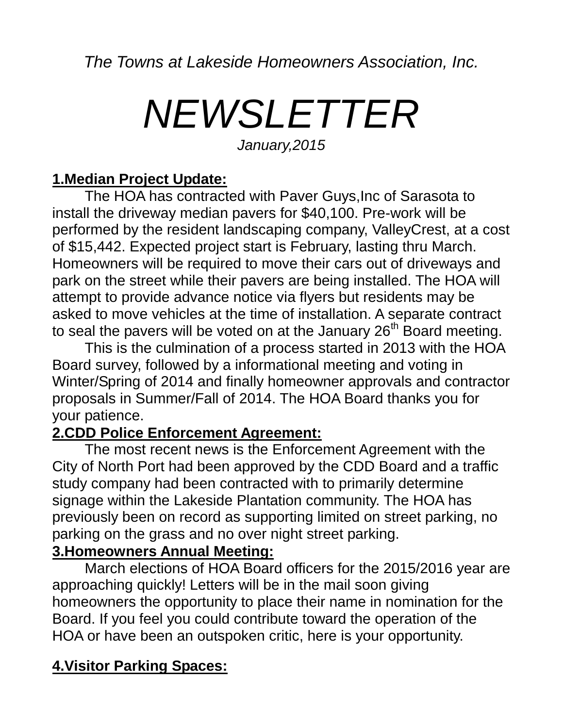*The Towns at Lakeside Homeowners Association, Inc.*

# *NEWSLETTER*

*January,2015*

**1.Median Project Update:**

The HOA has contracted with Paver Guys,Inc of Sarasota to install the driveway median pavers for $40,100. Pre-work will be performed by the resident landscaping company, ValleyCrest, at a cost of $15,442. Expected project start is February, lasting thru March. Homeowners will be required to move their cars out of driveways and park on the street while their pavers are being installed. The HOA will attempt to provide advance notice via flyers but residents may be asked to move vehicles at the time of installation. A separate contract to seal the pavers will be voted on at the January 26th Board meeting.

This is the culmination of a process started in 2013 with the HOA Board survey, followed by a informational meeting and voting in Winter/Spring of 2014 and finally homeowner approvals and contractor proposals in Summer/Fall of 2014. The HOA Board thanks you for your patience.

**2.CDD Police Enforcement Agreement:**

The most recent news is the Enforcement Agreement with the City of North Port had been approved by the CDD Board and a traffic study company had been contracted with to primarily determine signage within the Lakeside Plantation community. The HOA has previously been on record as supporting limited on street parking, no parking on the grass and no over night street parking.

**3.Homeowners Annual Meeting:**

March elections of HOA Board officers for the 2015/2016 year are approaching quickly! Letters will be in the mail soon giving homeowners the opportunity to place their name in nomination for the Board. If you feel you could contribute toward the operation of the HOA or have been an outspoken critic, here is your opportunity.

**4.Visitor Parking Spaces:**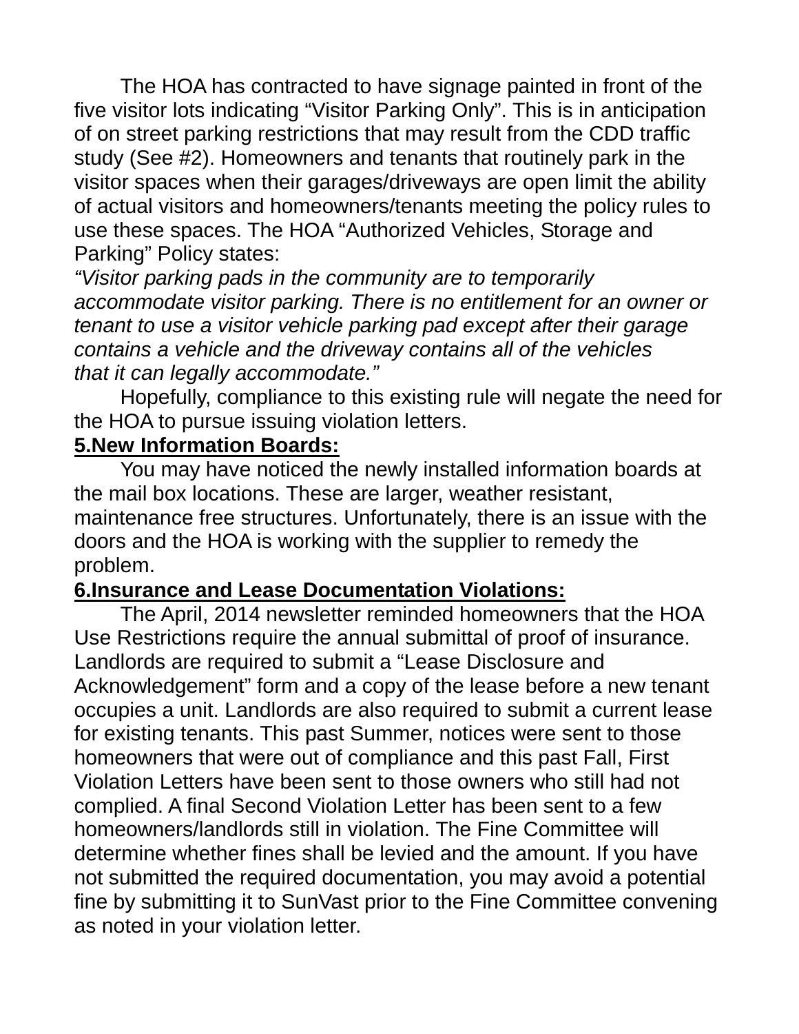The HOA has contracted to have signage painted in front of the five visitor lots indicating “Visitor Parking Only”. This is in anticipation of on street parking restrictions that may result from the CDD traffic study (See #2). Homeowners and tenants that routinely park in the visitor spaces when their garages/driveways are open limit the ability of actual visitors and homeowners/tenants meeting the policy rules to use these spaces. The HOA “Authorized Vehicles, Storage and Parking” Policy states:

*“Visitor parking pads in the community are to temporarily accommodate visitor parking. There is no entitlement for an owner or tenant to use a visitor vehicle parking pad except after their garage contains a vehicle and the driveway contains all of the vehicles that it can legally accommodate.”*

Hopefully, compliance to this existing rule will negate the need for the HOA to pursue issuing violation letters.

**5.New Information Boards:**

You may have noticed the newly installed information boards at the mail box locations. These are larger, weather resistant, maintenance free structures. Unfortunately, there is an issue with the doors and the HOA is working with the supplier to remedy the problem.

**6.Insurance and Lease Documentation Violations:**

The April, 2014 newsletter reminded homeowners that the HOA Use Restrictions require the annual submittal of proof of insurance. Landlords are required to submit a “Lease Disclosure and Acknowledgement” form and a copy of the lease before a new tenant occupies a unit. Landlords are also required to submit a current lease for existing tenants. This past Summer, notices were sent to those homeowners that were out of compliance and this past Fall, First Violation Letters have been sent to those owners who still had not complied. A final Second Violation Letter has been sent to a few homeowners/landlords still in violation. The Fine Committee will determine whether fines shall be levied and the amount. If you have not submitted the required documentation, you may avoid a potential fine by submitting it to SunVast prior to the Fine Committee convening as noted in your violation letter.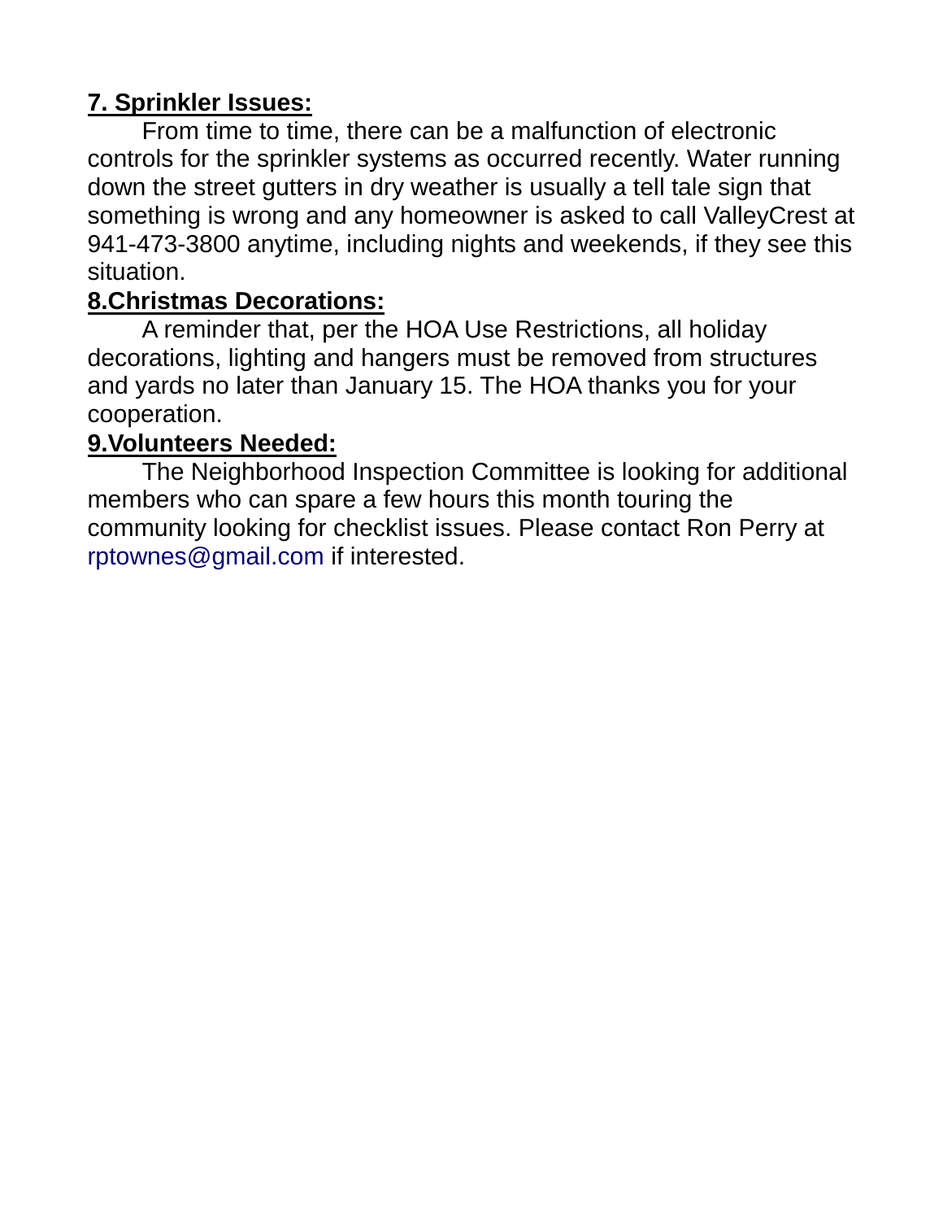**7. Sprinkler Issues:**

From time to time, there can be a malfunction of electronic controls for the sprinkler systems as occurred recently. Water running down the street gutters in dry weather is usually a tell tale sign that something is wrong and any homeowner is asked to call ValleyCrest at 941-473-3800 anytime, including nights and weekends, if they see this situation.

**8.Christmas Decorations:**

A reminder that, per the HOA Use Restrictions, all holiday decorations, lighting and hangers must be removed from structures and yards no later than January 15. The HOA thanks you for your cooperation.

**9.Volunteers Needed:**

The Neighborhood Inspection Committee is looking for additional members who can spare a few hours this month touring the community looking for checklist issues. Please contact Ron Perry at rptownes@gmail.com if interested.